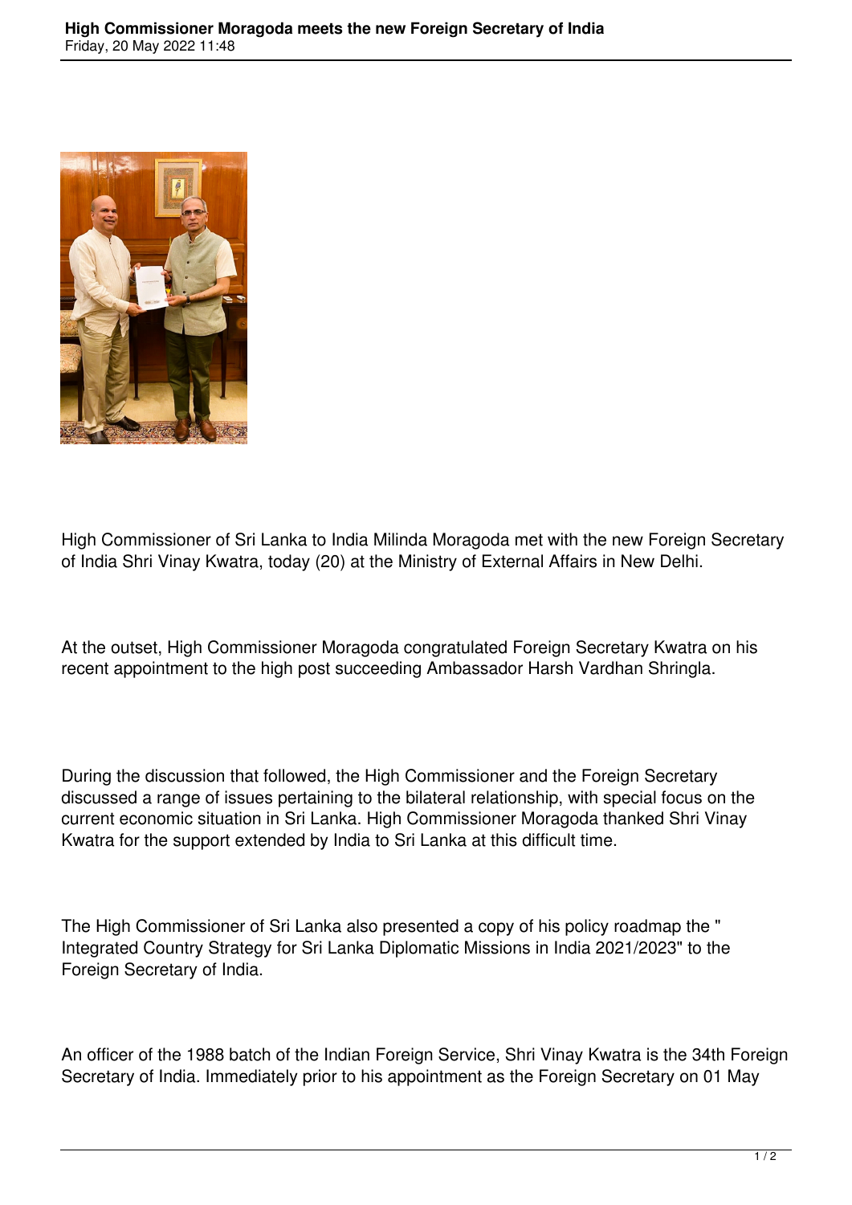# High Commissioner Moragoda meets the new Foreign Secretary of India

Friday, 20 May 2022 11:48

High Commissioner of Sri Lanka to India Milinda Moragoda met with the new Foreign Secretary of India Shri Vinay Kwatra, today (20) at the Ministry of External Affairs in New Delhi.

At the outset, High Commissioner Moragoda congratulated Foreign Secretary Kwatra on his recent appointment to the high post succeeding Ambassador Harsh Vardhan Shringla.

During the discussion that followed, the High Commissioner and the Foreign Secretary discussed a range of issues pertaining to the bilateral relationship, with special focus on the current economic situation in Sri Lanka. High Commissioner Moragoda thanked Shri Vinay Kwatra for the support extended by India to Sri Lanka at this difficult time.

The High Commissioner of Sri Lanka also presented a copy of his policy roadmap the " Integrated Country Strategy for Sri Lanka Diplomatic Missions in India 2021/2023" to the Foreign Secretary of India.

An officer of the 1988 batch of the Indian Foreign Service, Shri Vinay Kwatra is the 34th Foreign Secretary of India. Immediately prior to his appointment as the Foreign Secretary on 01 May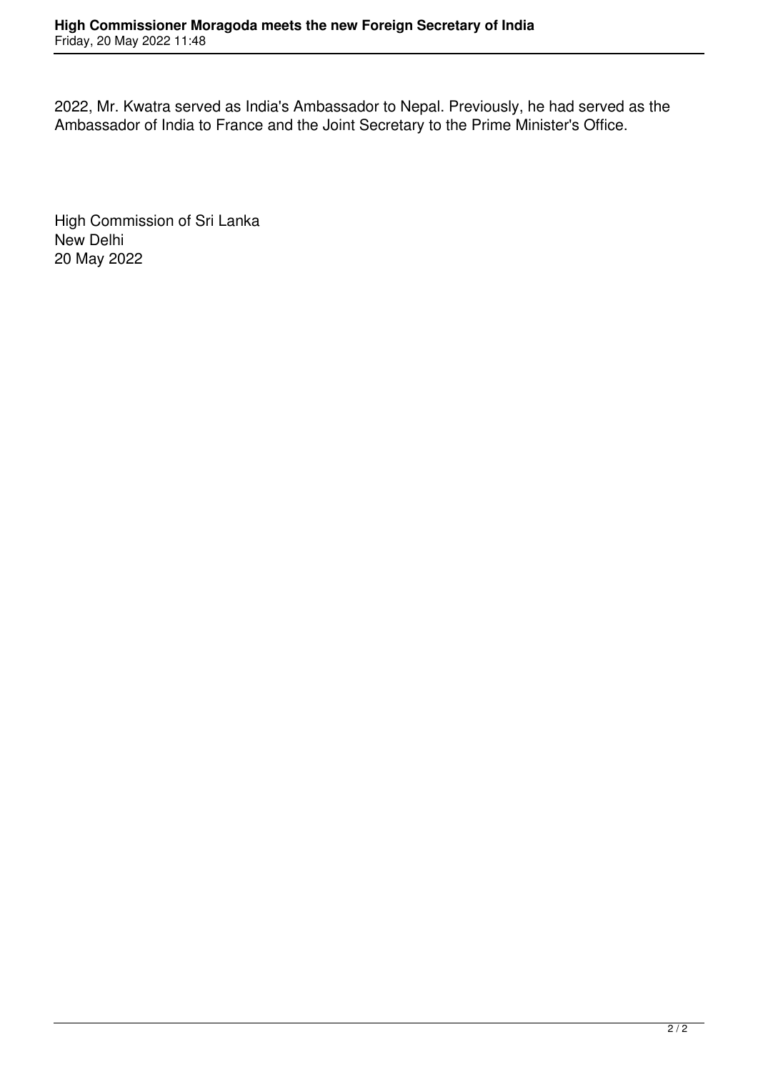2022, Mr. Kwatra served as India's Ambassador to Nepal. Previously, he had served as the Ambassador of India to France and the Joint Secretary to the Prime Minister's Office.

High Commission of Sri Lanka
New Delhi
20 May 2022